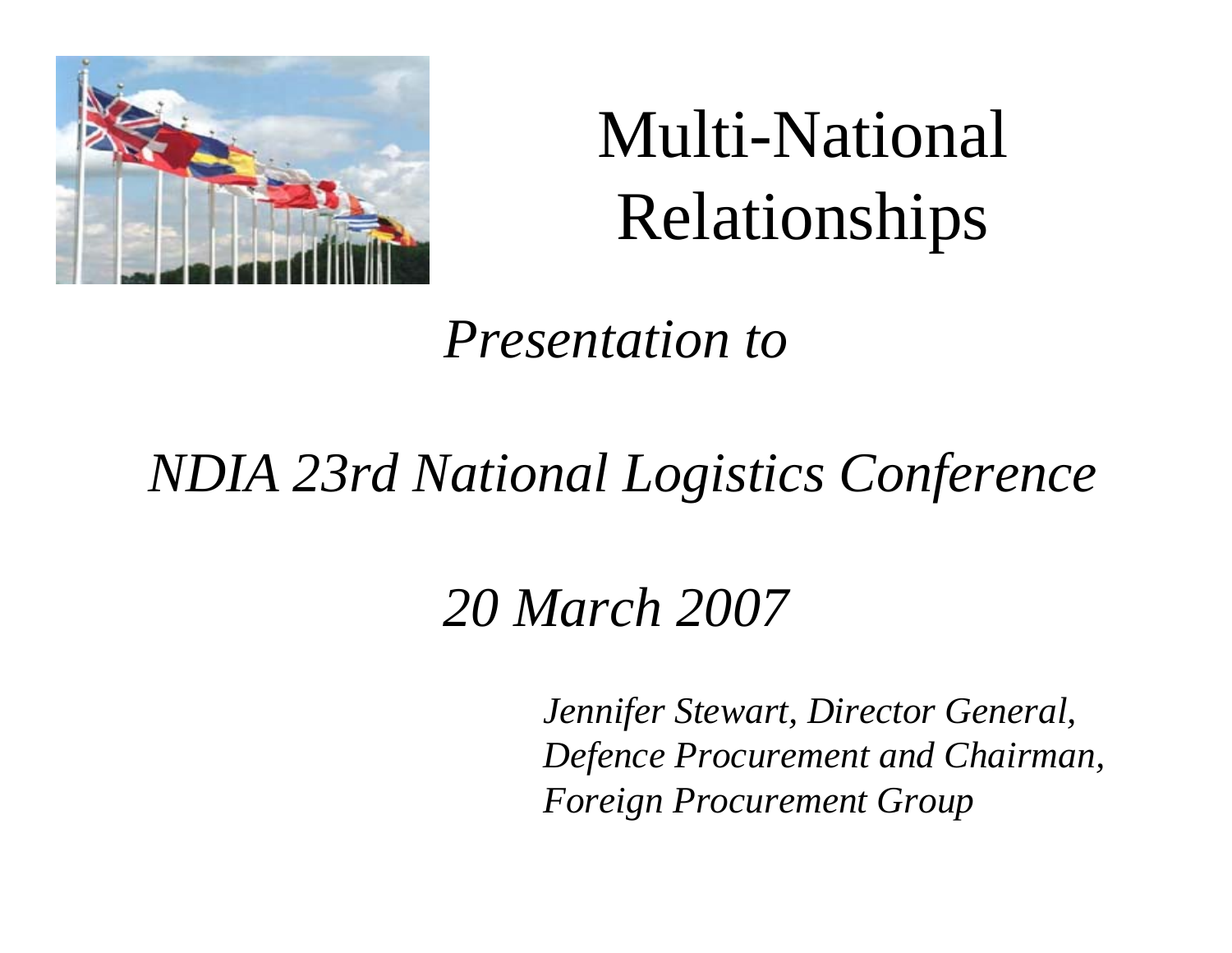# Multi-National Relationships

*Presentation to*

*NDIA 23rd National Logistics Conference*

*20 March 2007*

*Jennifer Stewart, Director General,*
*Defence Procurement and Chairman,*
*Foreign Procurement Group*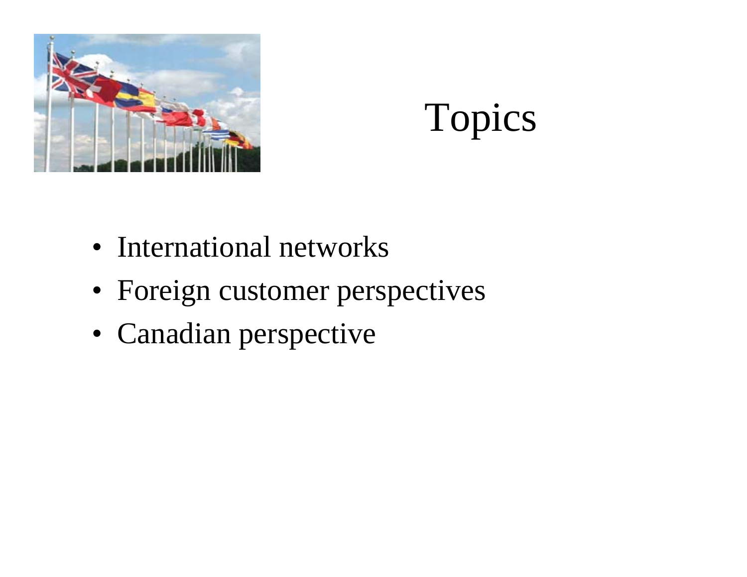# Topics

- International networks
- Foreign customer perspectives
- Canadian perspective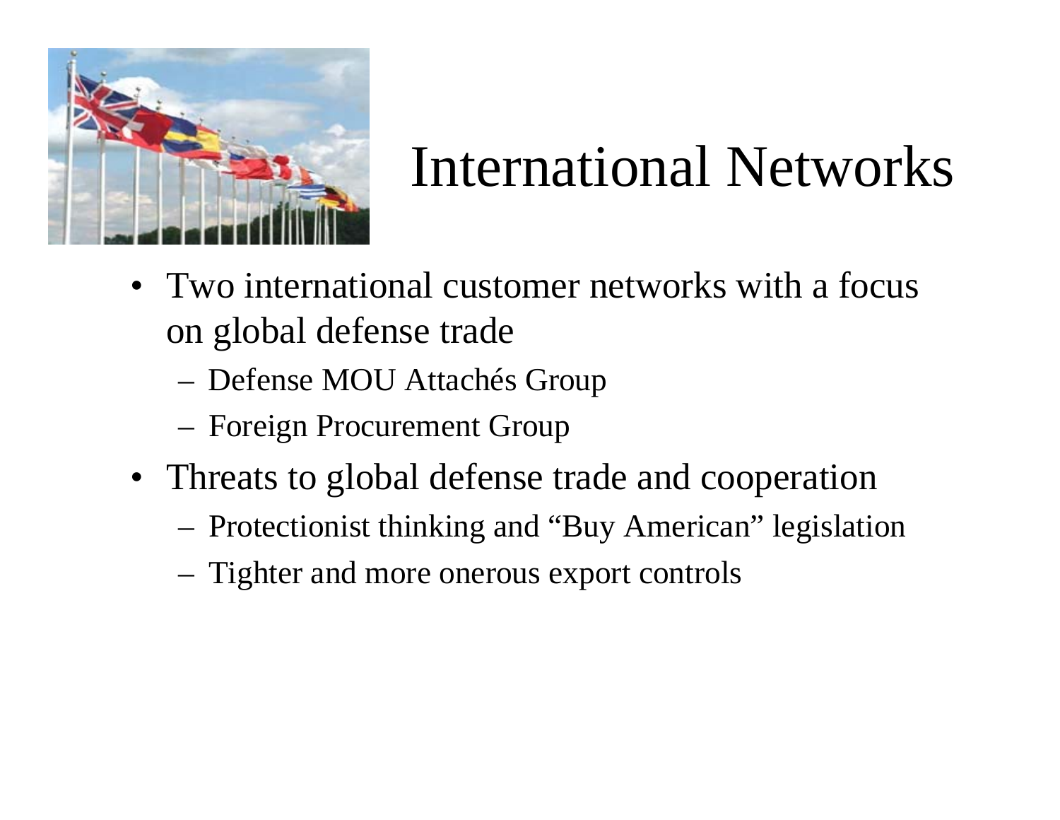# International Networks

- Two international customer networks with a focus on global defense trade
  - Defense MOU Attachés Group
  - Foreign Procurement Group
- Threats to global defense trade and cooperation
  - Protectionist thinking and "Buy American" legislation
  - Tighter and more onerous export controls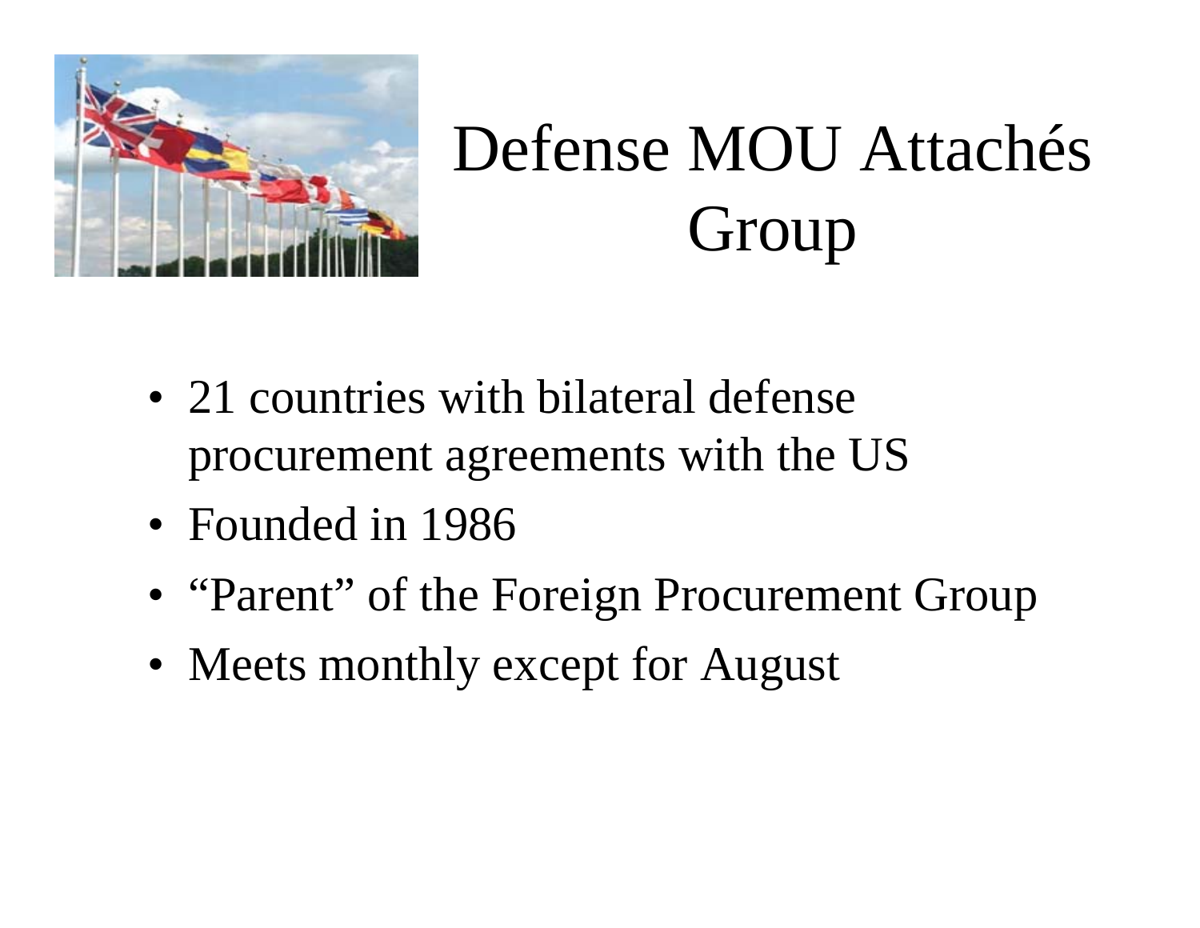# Defense MOU Attachés Group

- 21 countries with bilateral defense procurement agreements with the US
- Founded in 1986
- “Parent” of the Foreign Procurement Group
- Meets monthly except for August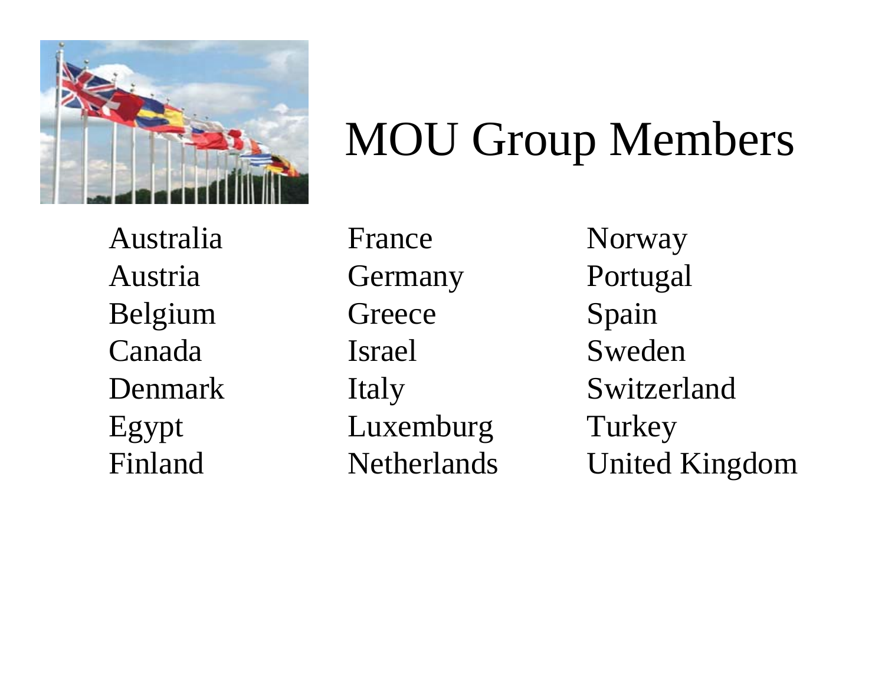# MOU Group Members

Australia
Austria
Belgium
Canada
Denmark
Egypt
Finland
France
Germany
Greece
Israel
Italy
Luxemburg
Netherlands
Norway
Portugal
Spain
Sweden
Switzerland
Turkey
United Kingdom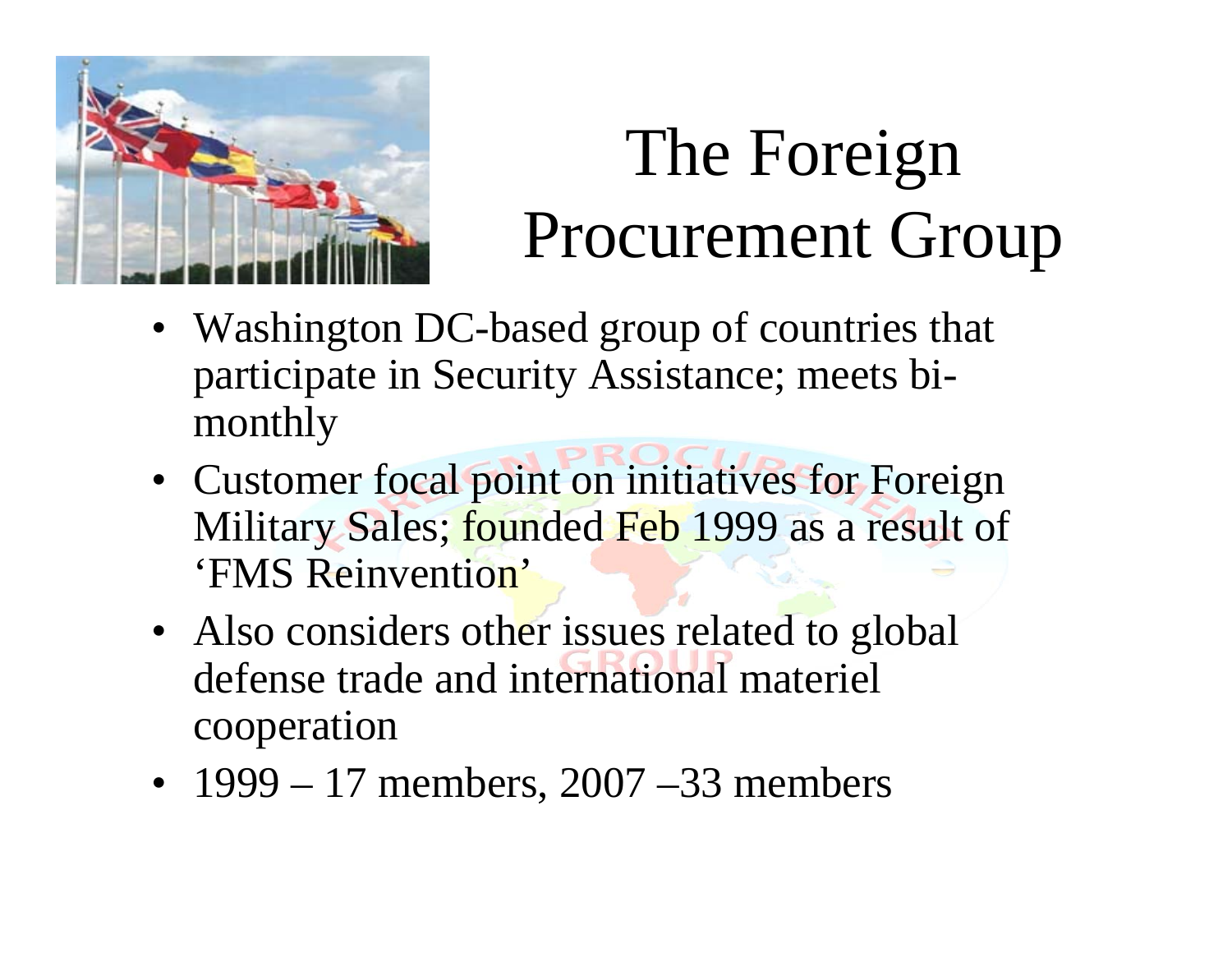# The Foreign Procurement Group

- Washington DC-based group of countries that participate in Security Assistance; meets bi-monthly
- Customer focal point on initiatives for Foreign Military Sales; founded Feb 1999 as a result of 'FMS Reinvention'
- Also considers other issues related to global defense trade and international materiel cooperation
- 1999 – 17 members, 2007 –33 members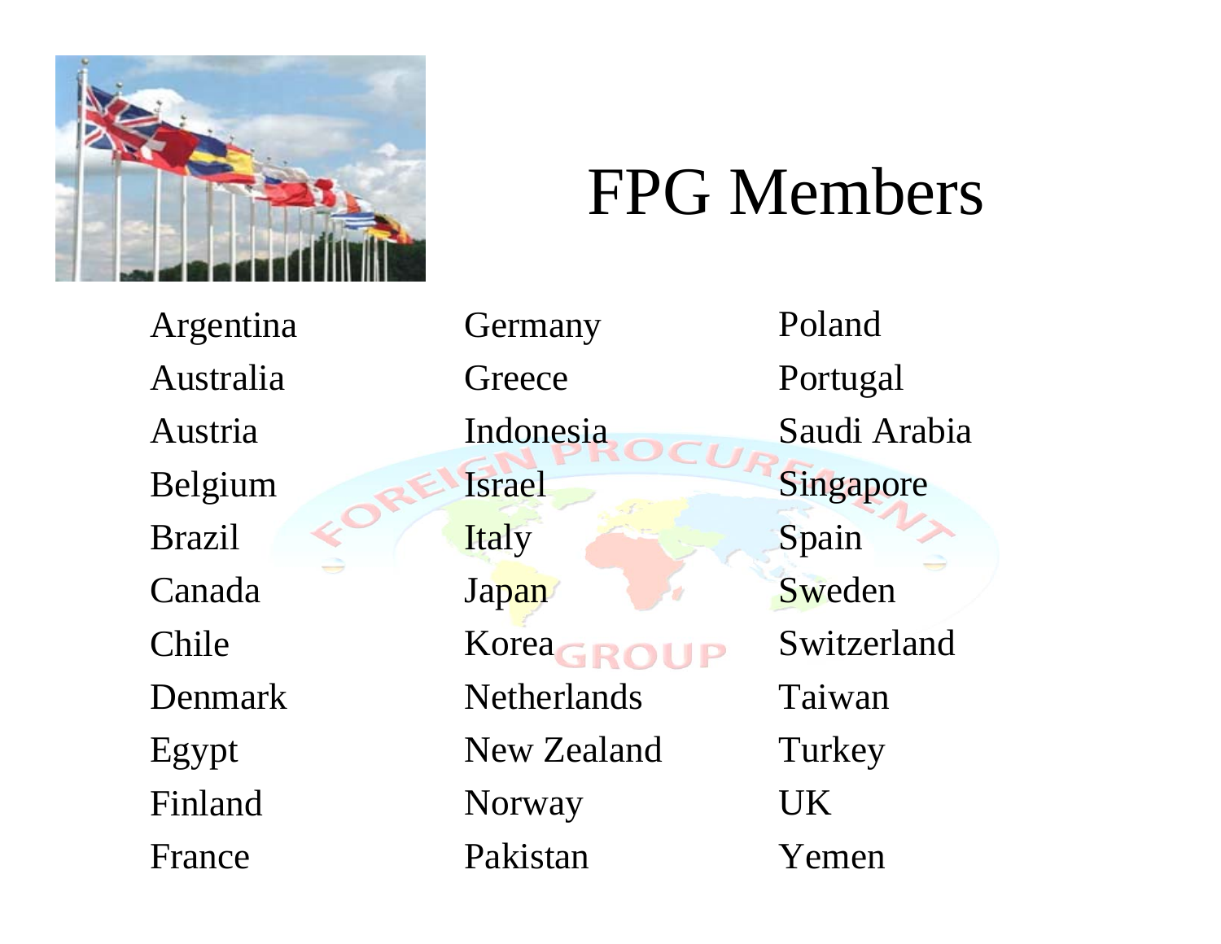# FPG Members

| | | |
|---|---|---|
| Argentina | Germany | Poland |
| Australia | Greece | Portugal |
| Austria | Indonesia | Saudi Arabia |
| Belgium | Israel | Singapore |
| Brazil | Italy | Spain |
| Canada | Japan | Sweden |
| Chile | Korea | Switzerland |
| Denmark | Netherlands | Taiwan |
| Egypt | New Zealand | Turkey |
| Finland | Norway | UK |
| France | Pakistan | Yemen |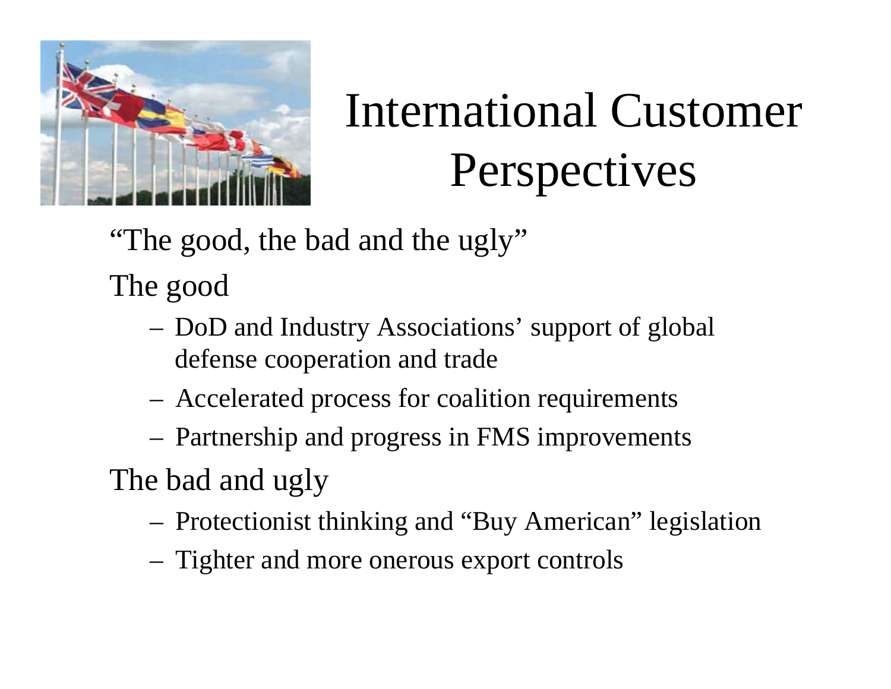# International Customer Perspectives

"The good, the bad and the ugly"

The good

- DoD and Industry Associations' support of global defense cooperation and trade
- Accelerated process for coalition requirements
- Partnership and progress in FMS improvements

The bad and ugly

- Protectionist thinking and "Buy American" legislation
- Tighter and more onerous export controls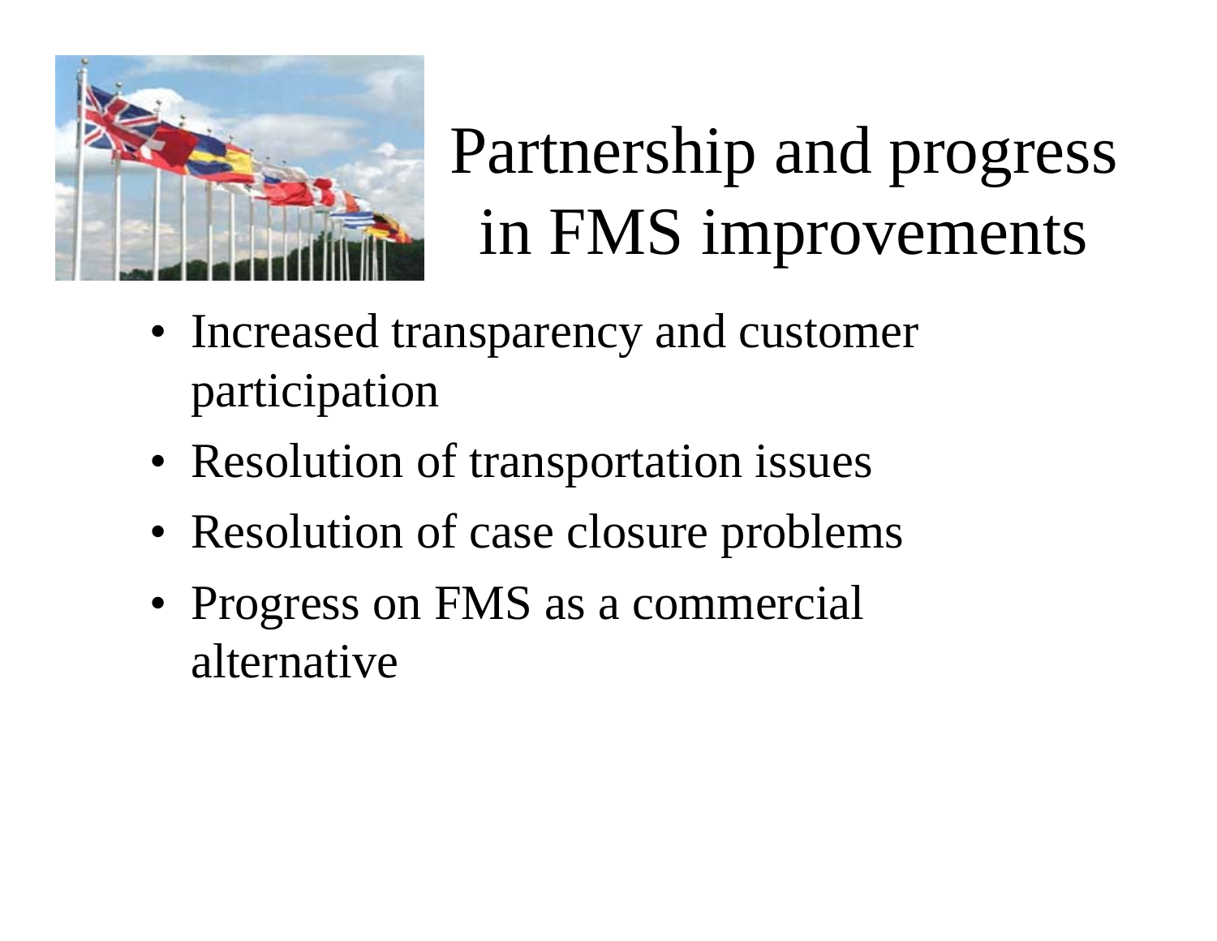# Partnership and progress in FMS improvements

- Increased transparency and customer participation
- Resolution of transportation issues
- Resolution of case closure problems
- Progress on FMS as a commercial alternative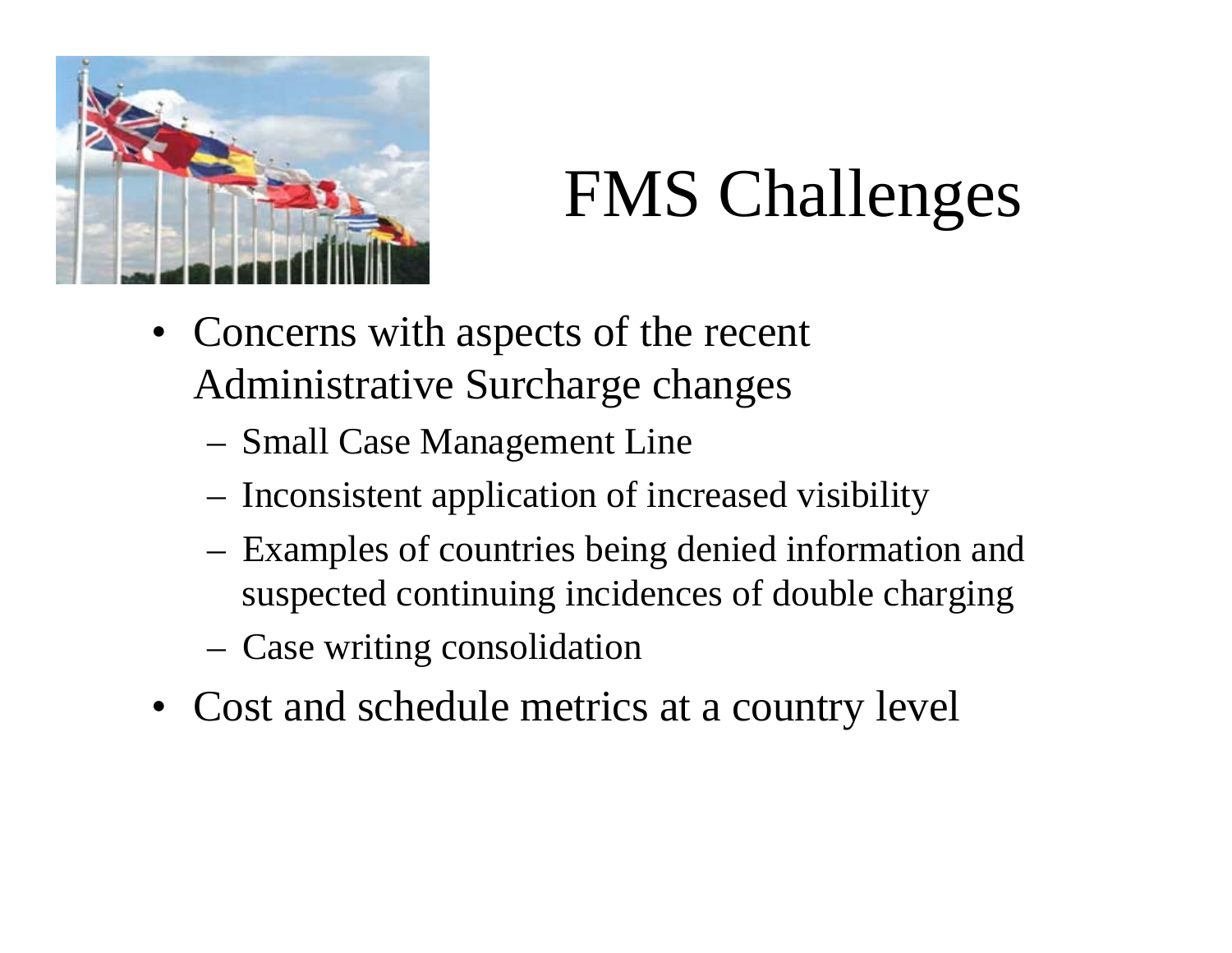# FMS Challenges

- Concerns with aspects of the recent Administrative Surcharge changes
  - Small Case Management Line
  - Inconsistent application of increased visibility
  - Examples of countries being denied information and suspected continuing incidences of double charging
  - Case writing consolidation
- Cost and schedule metrics at a country level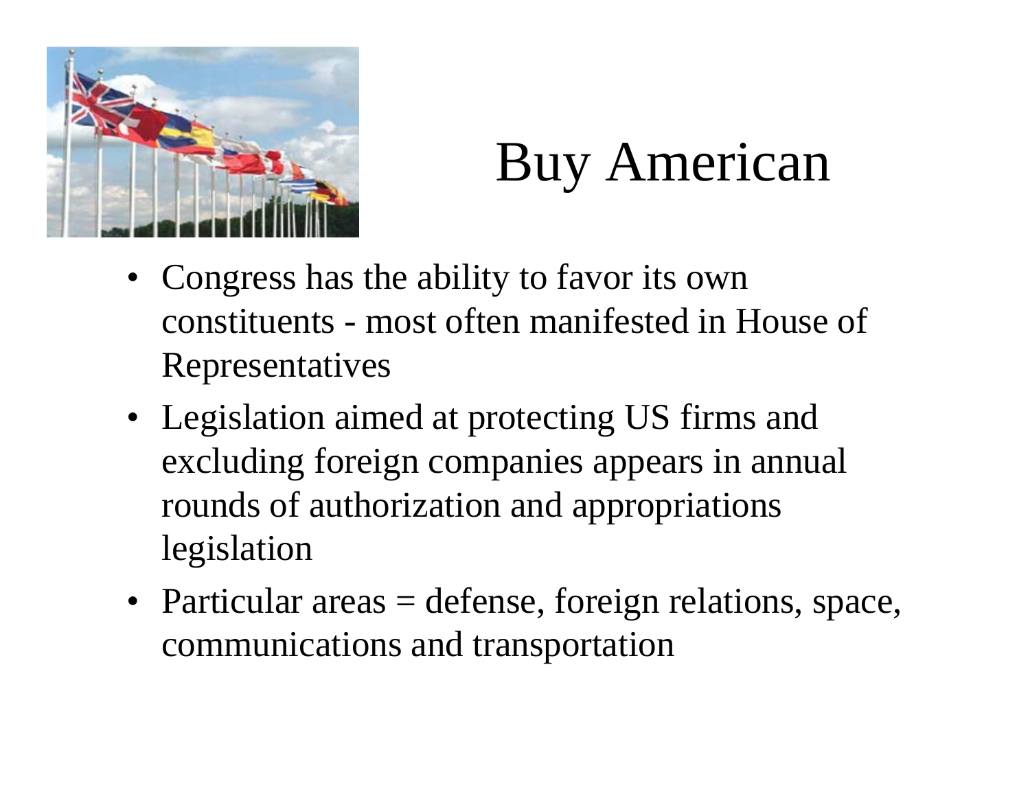# Buy American

- Congress has the ability to favor its own constituents - most often manifested in House of Representatives
- Legislation aimed at protecting US firms and excluding foreign companies appears in annual rounds of authorization and appropriations legislation
- Particular areas = defense, foreign relations, space, communications and transportation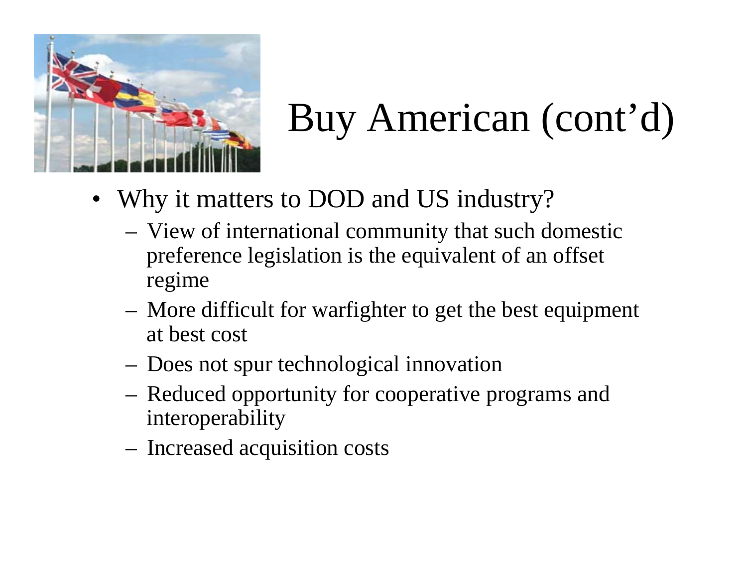# Buy American (cont’d)

- Why it matters to DOD and US industry?
  - View of international community that such domestic preference legislation is the equivalent of an offset regime
  - More difficult for warfighter to get the best equipment at best cost
  - Does not spur technological innovation
  - Reduced opportunity for cooperative programs and interoperability
  - Increased acquisition costs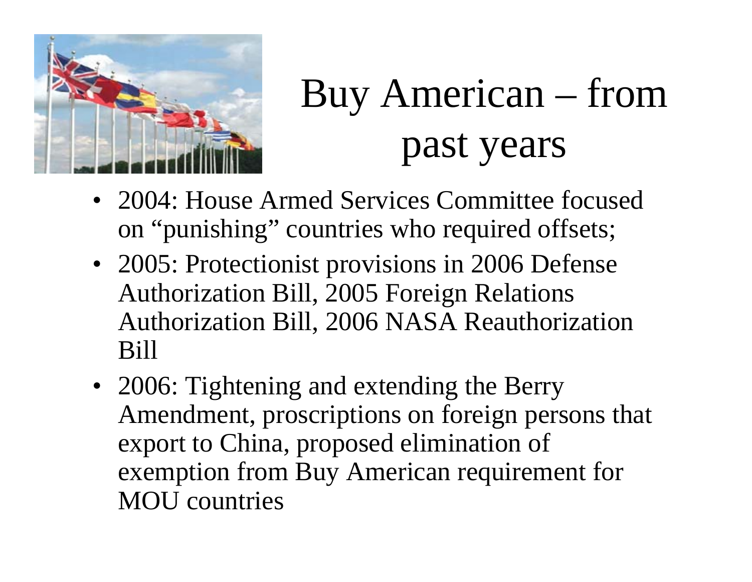# Buy American – from past years

- 2004: House Armed Services Committee focused on “punishing” countries who required offsets;
- 2005: Protectionist provisions in 2006 Defense Authorization Bill, 2005 Foreign Relations Authorization Bill, 2006 NASA Reauthorization Bill
- 2006: Tightening and extending the Berry Amendment, proscriptions on foreign persons that export to China, proposed elimination of exemption from Buy American requirement for MOU countries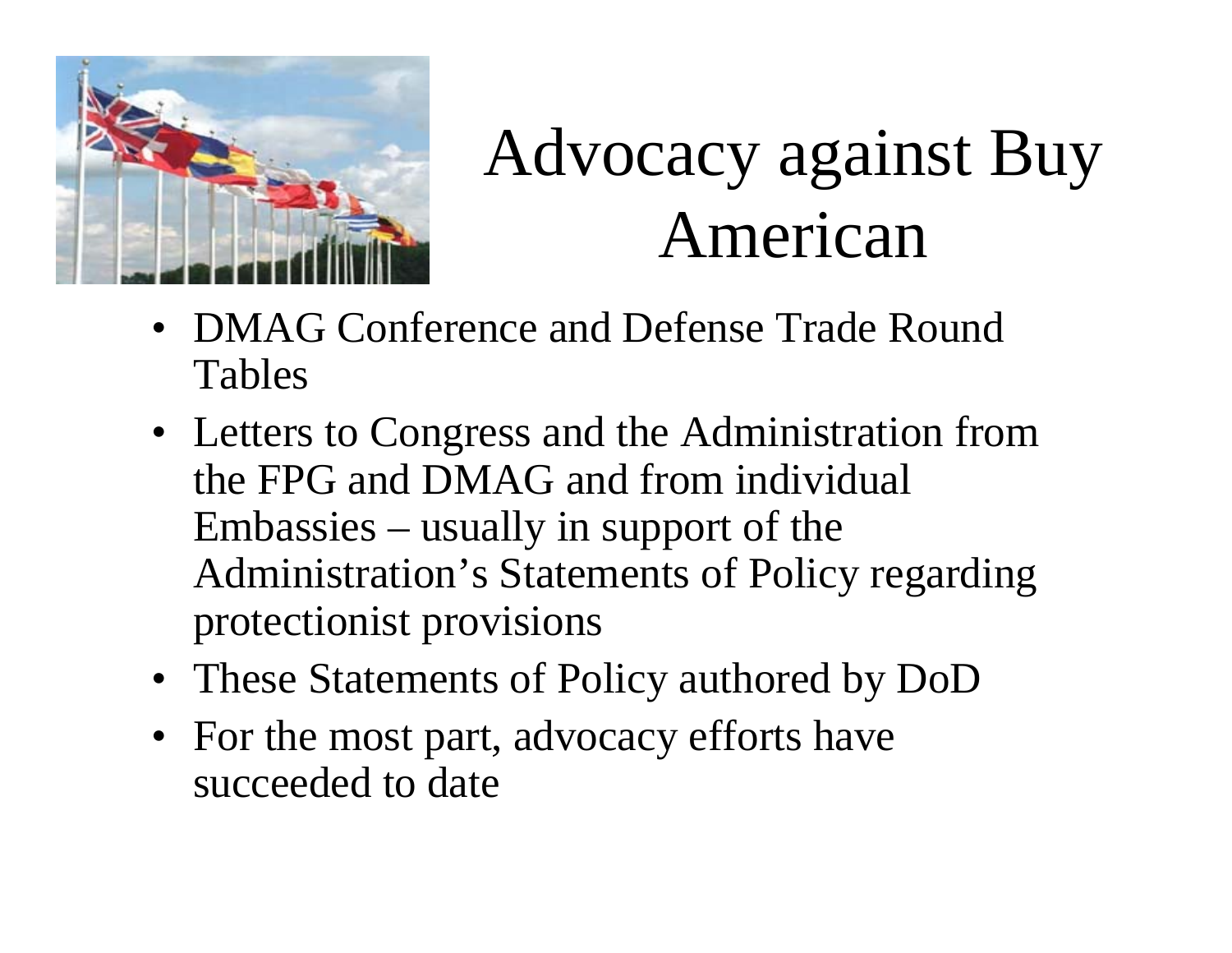# Advocacy against Buy American

- DMAG Conference and Defense Trade Round Tables
- Letters to Congress and the Administration from the FPG and DMAG and from individual Embassies – usually in support of the Administration's Statements of Policy regarding protectionist provisions
- These Statements of Policy authored by DoD
- For the most part, advocacy efforts have succeeded to date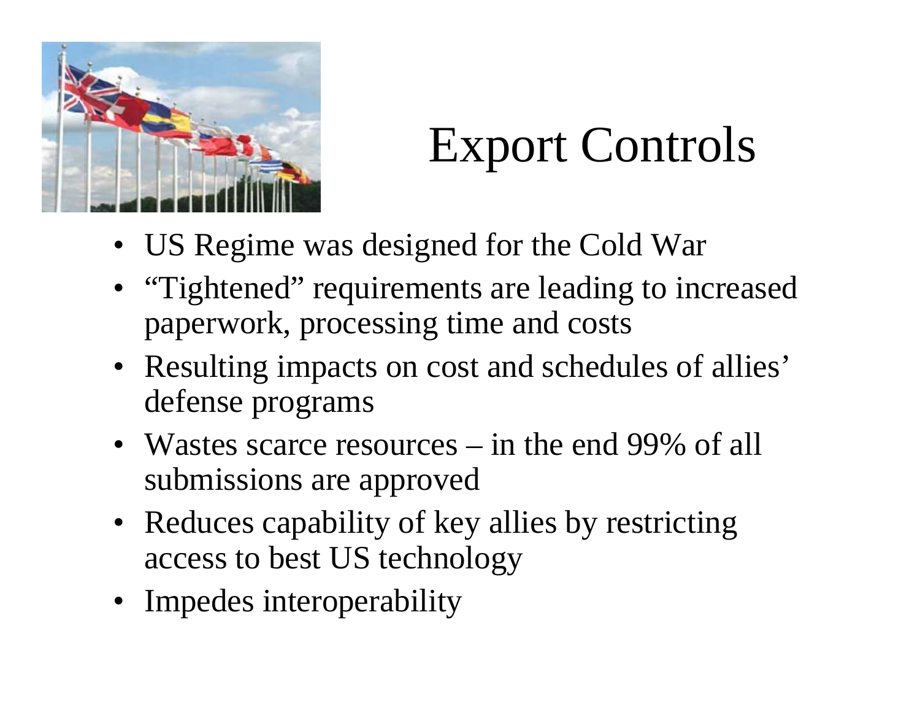# Export Controls

- US Regime was designed for the Cold War
- "Tightened" requirements are leading to increased paperwork, processing time and costs
- Resulting impacts on cost and schedules of allies' defense programs
- Wastes scarce resources – in the end 99% of all submissions are approved
- Reduces capability of key allies by restricting access to best US technology
- Impedes interoperability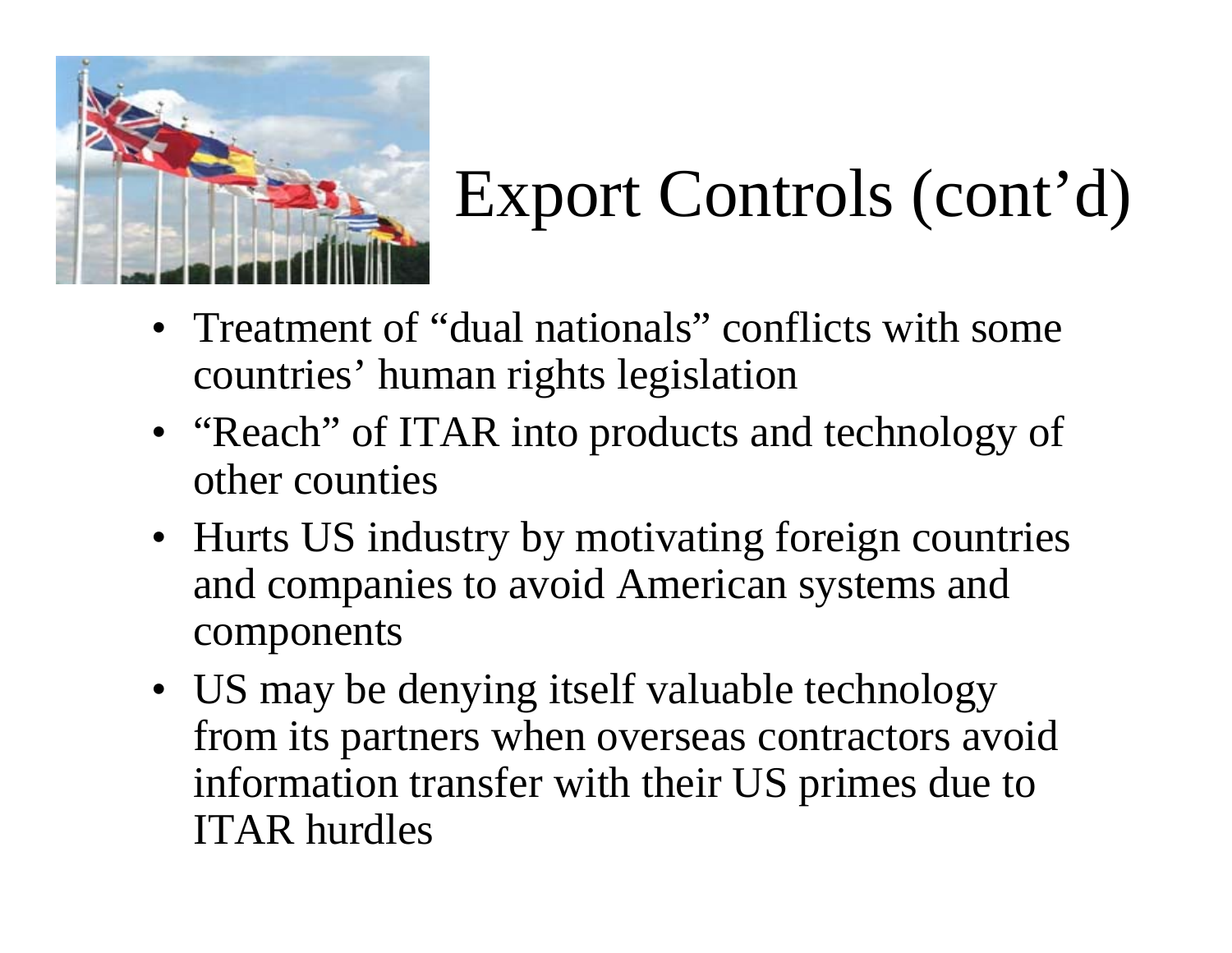# Export Controls (cont'd)

- Treatment of "dual nationals" conflicts with some countries' human rights legislation
- "Reach" of ITAR into products and technology of other counties
- Hurts US industry by motivating foreign countries and companies to avoid American systems and components
- US may be denying itself valuable technology from its partners when overseas contractors avoid information transfer with their US primes due to ITAR hurdles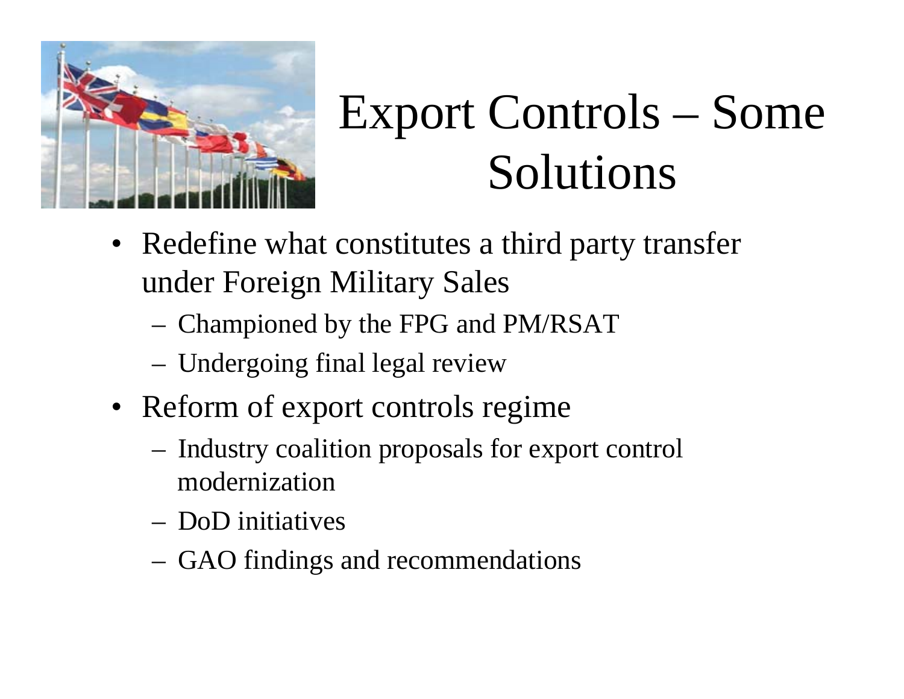# Export Controls – Some Solutions

- Redefine what constitutes a third party transfer under Foreign Military Sales
  - Championed by the FPG and PM/RSAT
  - Undergoing final legal review
- Reform of export controls regime
  - Industry coalition proposals for export control modernization
  - DoD initiatives
  - GAO findings and recommendations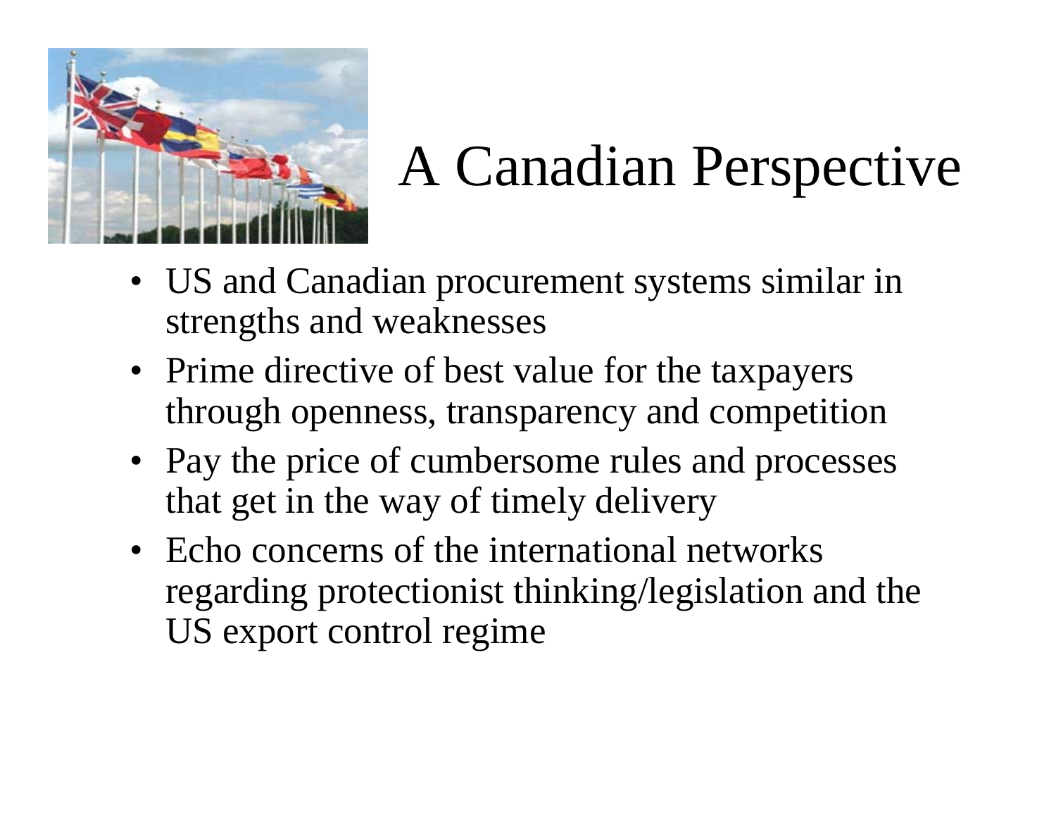# A Canadian Perspective

- US and Canadian procurement systems similar in strengths and weaknesses
- Prime directive of best value for the taxpayers through openness, transparency and competition
- Pay the price of cumbersome rules and processes that get in the way of timely delivery
- Echo concerns of the international networks regarding protectionist thinking/legislation and the US export control regime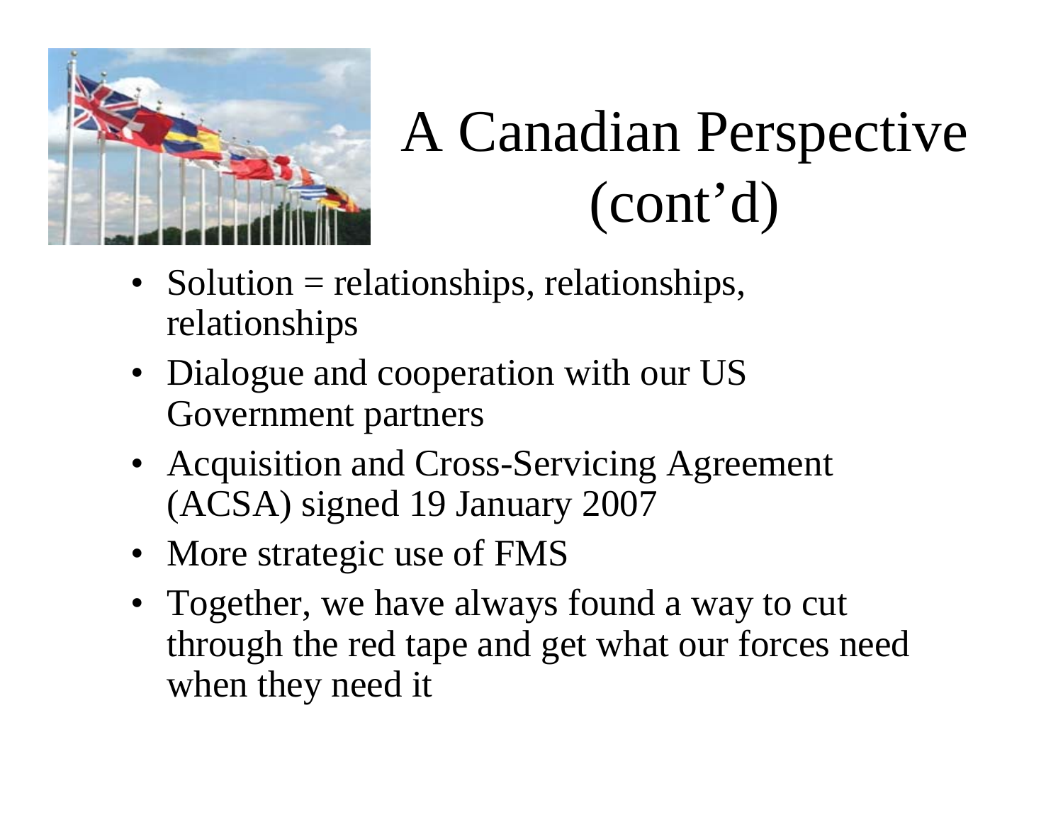# A Canadian Perspective (cont'd)

- Solution = relationships, relationships, relationships
- Dialogue and cooperation with our US Government partners
- Acquisition and Cross-Servicing Agreement (ACSA) signed 19 January 2007
- More strategic use of FMS
- Together, we have always found a way to cut through the red tape and get what our forces need when they need it